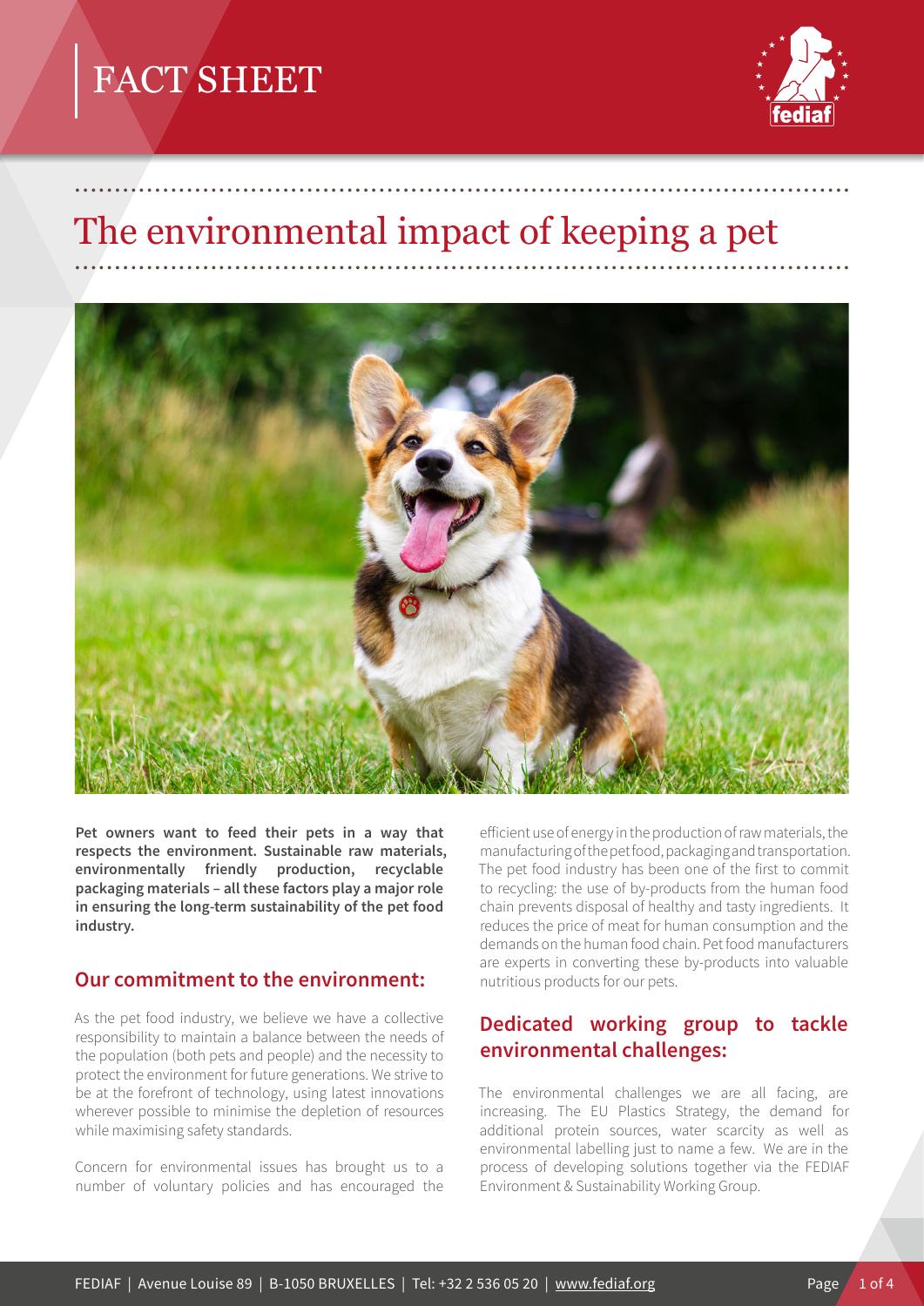FACT SHEET

# The environmental impact of keeping a pet

**Pet owners want to feed their pets in a way that respects the environment. Sustainable raw materials, environmentally friendly production, recyclable packaging materials – all these factors play a major role in ensuring the long-term sustainability of the pet food industry.**

## Our commitment to the environment:

As the pet food industry, we believe we have a collective responsibility to maintain a balance between the needs of the population (both pets and people) and the necessity to protect the environment for future generations. We strive to be at the forefront of technology, using latest innovations wherever possible to minimise the depletion of resources while maximising safety standards.

Concern for environmental issues has brought us to a number of voluntary policies and has encouraged the efficient use of energy in the production of raw materials, the manufacturing of the pet food, packaging and transportation. The pet food industry has been one of the first to commit to recycling: the use of by-products from the human food chain prevents disposal of healthy and tasty ingredients. It reduces the price of meat for human consumption and the demands on the human food chain. Pet food manufacturers are experts in converting these by-products into valuable nutritious products for our pets.

## Dedicated working group to tackle environmental challenges:

The environmental challenges we are all facing, are increasing. The EU Plastics Strategy, the demand for additional protein sources, water scarcity as well as environmental labelling just to name a few. We are in the process of developing solutions together via the FEDIAF Environment & Sustainability Working Group.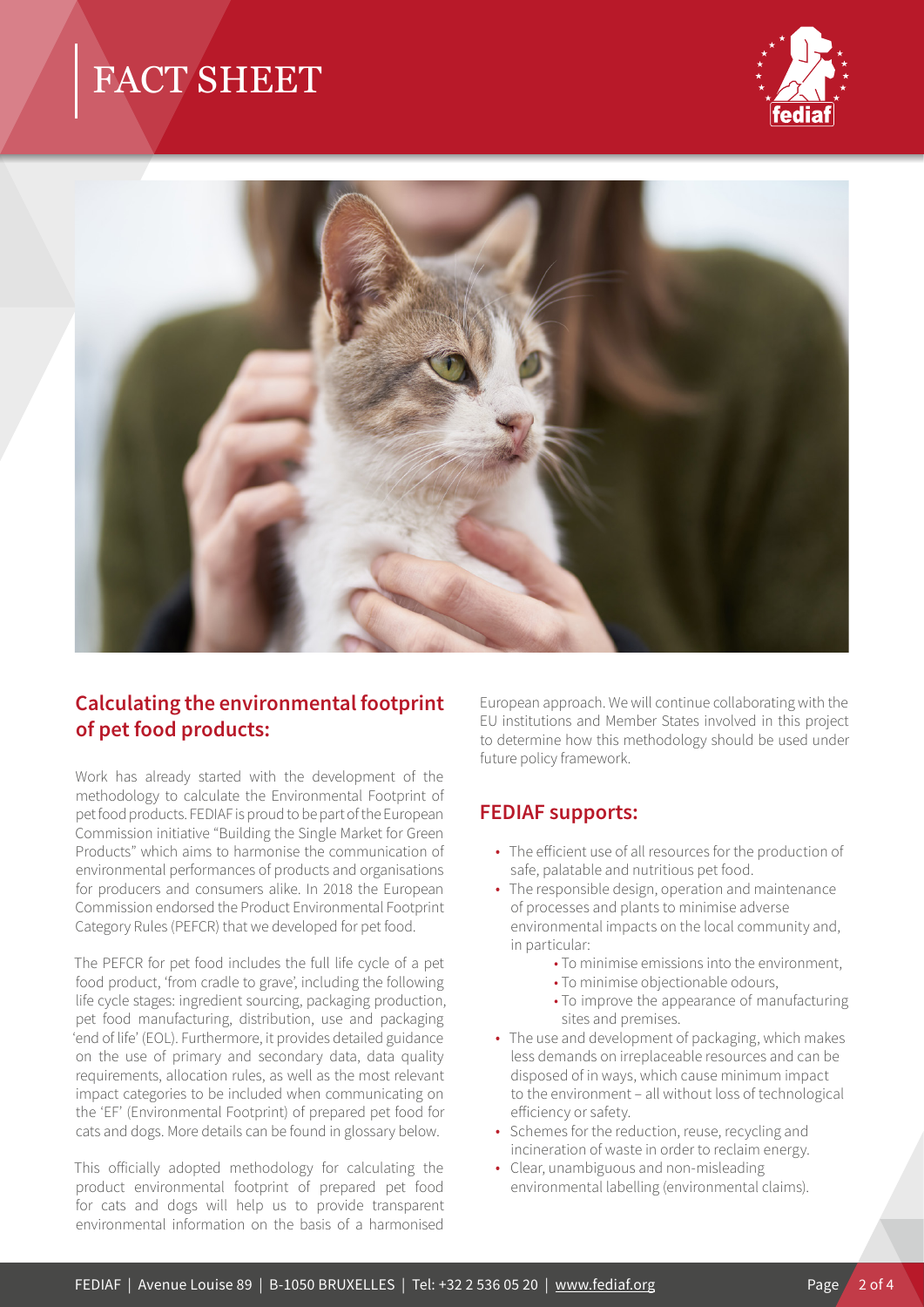# FACT SHEET

## Calculating the environmental footprint of pet food products:

Work has already started with the development of the methodology to calculate the Environmental Footprint of pet food products. FEDIAF is proud to be part of the European Commission initiative "Building the Single Market for Green Products" which aims to harmonise the communication of environmental performances of products and organisations for producers and consumers alike. In 2018 the European Commission endorsed the Product Environmental Footprint Category Rules (PEFCR) that we developed for pet food.

The PEFCR for pet food includes the full life cycle of a pet food product, 'from cradle to grave', including the following life cycle stages: ingredient sourcing, packaging production, pet food manufacturing, distribution, use and packaging 'end of life' (EOL). Furthermore, it provides detailed guidance on the use of primary and secondary data, data quality requirements, allocation rules, as well as the most relevant impact categories to be included when communicating on the 'EF' (Environmental Footprint) of prepared pet food for cats and dogs. More details can be found in glossary below.

This officially adopted methodology for calculating the product environmental footprint of prepared pet food for cats and dogs will help us to provide transparent environmental information on the basis of a harmonised European approach. We will continue collaborating with the EU institutions and Member States involved in this project to determine how this methodology should be used under future policy framework.

## FEDIAF supports:

- The efficient use of all resources for the production of safe, palatable and nutritious pet food.
- The responsible design, operation and maintenance of processes and plants to minimise adverse environmental impacts on the local community and, in particular:
    - To minimise emissions into the environment,
    - To minimise objectionable odours,
    - To improve the appearance of manufacturing sites and premises.
- The use and development of packaging, which makes less demands on irreplaceable resources and can be disposed of in ways, which cause minimum impact to the environment – all without loss of technological efficiency or safety.
- Schemes for the reduction, reuse, recycling and incineration of waste in order to reclaim energy.
- Clear, unambiguous and non-misleading environmental labelling (environmental claims).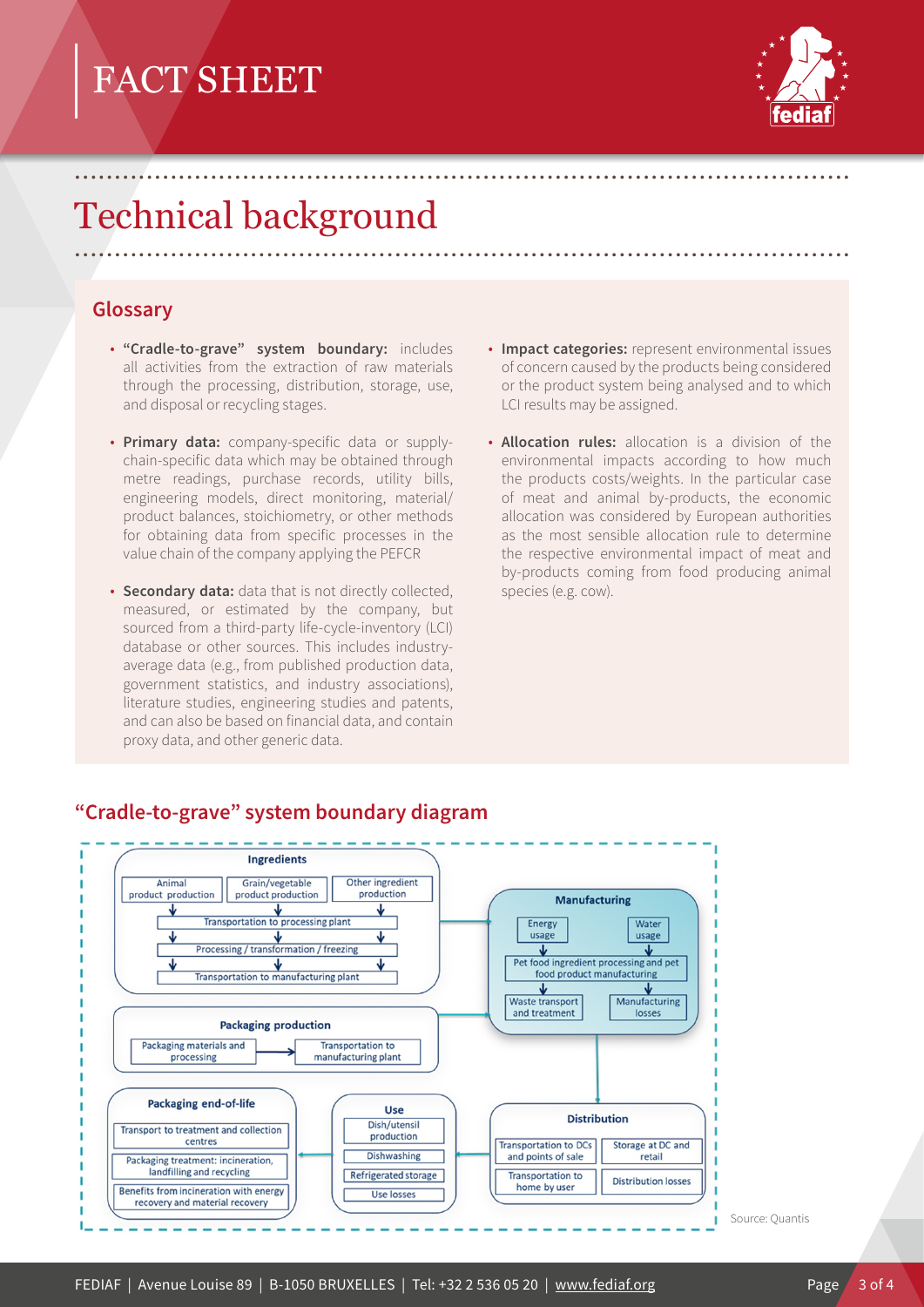# FACT SHEET

# Technical background

## Glossary

- **"Cradle-to-grave" system boundary:** includes all activities from the extraction of raw materials through the processing, distribution, storage, use, and disposal or recycling stages.
- **Primary data:** company-specific data or supply-chain-specific data which may be obtained through metre readings, purchase records, utility bills, engineering models, direct monitoring, material/product balances, stoichiometry, or other methods for obtaining data from specific processes in the value chain of the company applying the PEFCR
- **Secondary data:** data that is not directly collected, measured, or estimated by the company, but sourced from a third-party life-cycle-inventory (LCI) database or other sources. This includes industry-average data (e.g., from published production data, government statistics, and industry associations), literature studies, engineering studies and patents, and can also be based on financial data, and contain proxy data, and other generic data.
- **Impact categories:** represent environmental issues of concern caused by the products being considered or the product system being analysed and to which LCI results may be assigned.
- **Allocation rules:** allocation is a division of the environmental impacts according to how much the products costs/weights. In the particular case of meat and animal by-products, the economic allocation was considered by European authorities as the most sensible allocation rule to determine the respective environmental impact of meat and by-products coming from food producing animal species (e.g. cow).

## "Cradle-to-grave" system boundary diagram

**Ingredients**
- Animal product production
- Grain/vegetable product production
- Other ingredient production
- Transportation to processing plant
- Processing / transformation / freezing
- Transportation to manufacturing plant

**Packaging production**
- Packaging materials and processing → Transportation to manufacturing plant

**Manufacturing**
- Energy usage
- Water usage
- Pet food ingredient processing and pet food product manufacturing
- Waste transport and treatment
- Manufacturing losses

**Distribution**
- Transportation to DCs and points of sale
- Storage at DC and retail
- Transportation to home by user
- Distribution losses

**Use**
- Dish/utensil production
- Dishwashing
- Refrigerated storage
- Use losses

**Packaging end-of-life**
- Transport to treatment and collection centres
- Packaging treatment: incineration, landfilling and recycling
- Benefits from incineration with energy recovery and material recovery

Source: Quantis

FEDIAF | Avenue Louise 89 | B-1050 BRUXELLES | Tel: +32 2 536 05 20 | www.fediaf.org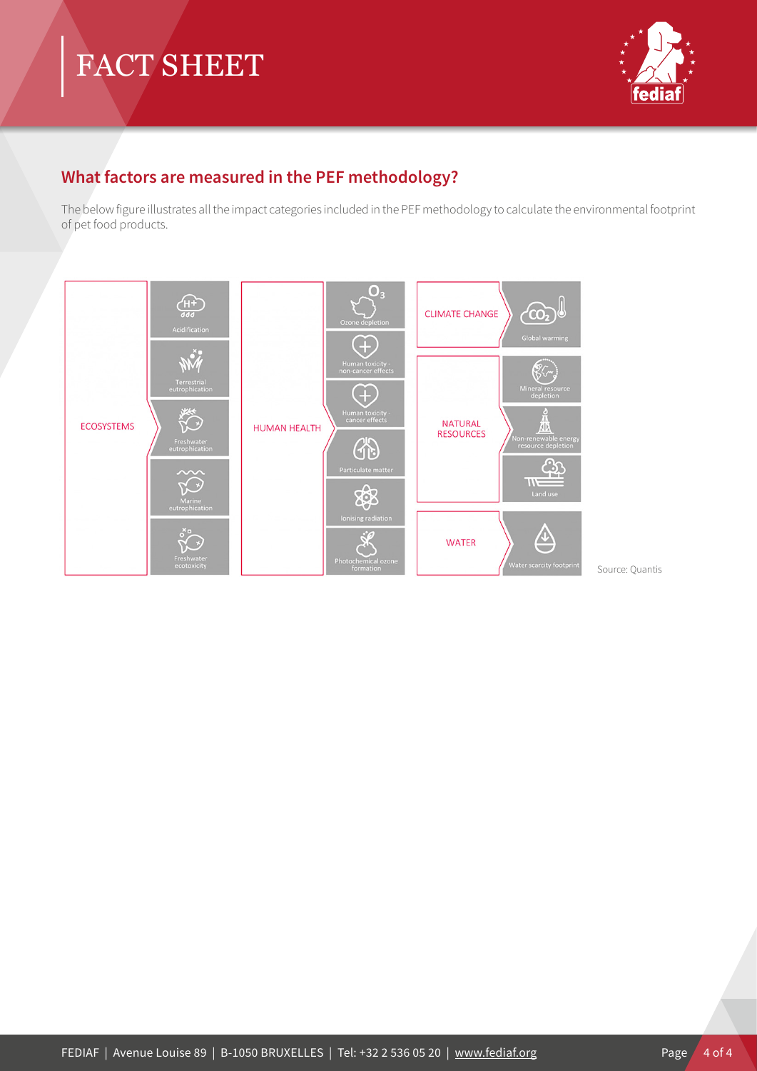## What factors are measured in the PEF methodology?

The below figure illustrates all the impact categories included in the PEF methodology to calculate the environmental footprint of pet food products.

ECOSYSTEMS

Acidification

Terrestrial eutrophication

Freshwater eutrophication

Marine eutrophication

Freshwater ecotoxicity

HUMAN HEALTH

Ozone depletion

Human toxicity - non-cancer effects

Human toxicity - cancer effects

Particulate matter

Ionising radiation

Photochemical ozone formation

CLIMATE CHANGE

Global warming

NATURAL RESOURCES

Mineral resource depletion

Non-renewable energy resource depletion

Land use

WATER

Water scarcity footprint

Source: Quantis